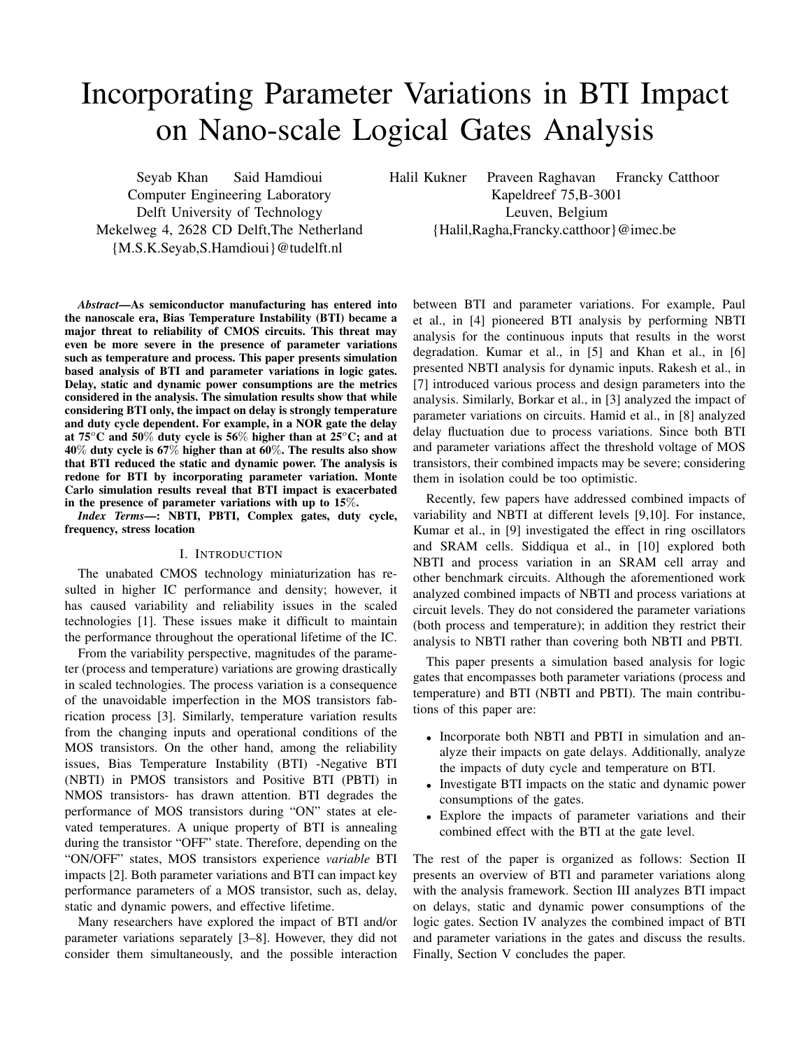# Incorporating Parameter Variations in BTI Impact on Nano-scale Logical Gates Analysis

Seyab Khan Said Hamdioui
Computer Engineering Laboratory
Delft University of Technology
Mekelweg 4, 2628 CD Delft,The Netherland
{M.S.K.Seyab,S.Hamdioui}@tudelft.nl

Halil Kukner Praveen Raghavan Francky Catthoor
Kapeldreef 75,B-3001
Leuven, Belgium
{Halil,Ragha,Francky.catthoor}@imec.be

***Abstract*—As semiconductor manufacturing has entered into the nanoscale era, Bias Temperature Instability (BTI) became a major threat to reliability of CMOS circuits. This threat may even be more severe in the presence of parameter variations such as temperature and process. This paper presents simulation based analysis of BTI and parameter variations in logic gates. Delay, static and dynamic power consumptions are the metrics considered in the analysis. The simulation results show that while considering BTI only, the impact on delay is strongly temperature and duty cycle dependent. For example, in a NOR gate the delay at 75°C and 50% duty cycle is 56% higher than at 25°C; and at 40% duty cycle is 67% higher than at 60%. The results also show that BTI reduced the static and dynamic power. The analysis is redone for BTI by incorporating parameter variation. Monte Carlo simulation results reveal that BTI impact is exacerbated in the presence of parameter variations with up to 15%.**

***Index Terms*—: NBTI, PBTI, Complex gates, duty cycle, frequency, stress location**

## I. Introduction

The unabated CMOS technology miniaturization has resulted in higher IC performance and density; however, it has caused variability and reliability issues in the scaled technologies [1]. These issues make it difficult to maintain the performance throughout the operational lifetime of the IC.

From the variability perspective, magnitudes of the parameter (process and temperature) variations are growing drastically in scaled technologies. The process variation is a consequence of the unavoidable imperfection in the MOS transistors fabrication process [3]. Similarly, temperature variation results from the changing inputs and operational conditions of the MOS transistors. On the other hand, among the reliability issues, Bias Temperature Instability (BTI) -Negative BTI (NBTI) in PMOS transistors and Positive BTI (PBTI) in NMOS transistors- has drawn attention. BTI degrades the performance of MOS transistors during "ON" states at elevated temperatures. A unique property of BTI is annealing during the transistor "OFF" state. Therefore, depending on the "ON/OFF" states, MOS transistors experience *variable* BTI impacts [2]. Both parameter variations and BTI can impact key performance parameters of a MOS transistor, such as, delay, static and dynamic powers, and effective lifetime.

Many researchers have explored the impact of BTI and/or parameter variations separately [3–8]. However, they did not consider them simultaneously, and the possible interaction between BTI and parameter variations. For example, Paul et al., in [4] pioneered BTI analysis by performing NBTI analysis for the continuous inputs that results in the worst degradation. Kumar et al., in [5] and Khan et al., in [6] presented NBTI analysis for dynamic inputs. Rakesh et al., in [7] introduced various process and design parameters into the analysis. Similarly, Borkar et al., in [3] analyzed the impact of parameter variations on circuits. Hamid et al., in [8] analyzed delay fluctuation due to process variations. Since both BTI and parameter variations affect the threshold voltage of MOS transistors, their combined impacts may be severe; considering them in isolation could be too optimistic.

Recently, few papers have addressed combined impacts of variability and NBTI at different levels [9,10]. For instance, Kumar et al., in [9] investigated the effect in ring oscillators and SRAM cells. Siddiqua et al., in [10] explored both NBTI and process variation in an SRAM cell array and other benchmark circuits. Although the aforementioned work analyzed combined impacts of NBTI and process variations at circuit levels. They do not considered the parameter variations (both process and temperature); in addition they restrict their analysis to NBTI rather than covering both NBTI and PBTI.

This paper presents a simulation based analysis for logic gates that encompasses both parameter variations (process and temperature) and BTI (NBTI and PBTI). The main contributions of this paper are:

- Incorporate both NBTI and PBTI in simulation and analyze their impacts on gate delays. Additionally, analyze the impacts of duty cycle and temperature on BTI.
- Investigate BTI impacts on the static and dynamic power consumptions of the gates.
- Explore the impacts of parameter variations and their combined effect with the BTI at the gate level.

The rest of the paper is organized as follows: Section II presents an overview of BTI and parameter variations along with the analysis framework. Section III analyzes BTI impact on delays, static and dynamic power consumptions of the logic gates. Section IV analyzes the combined impact of BTI and parameter variations in the gates and discuss the results. Finally, Section V concludes the paper.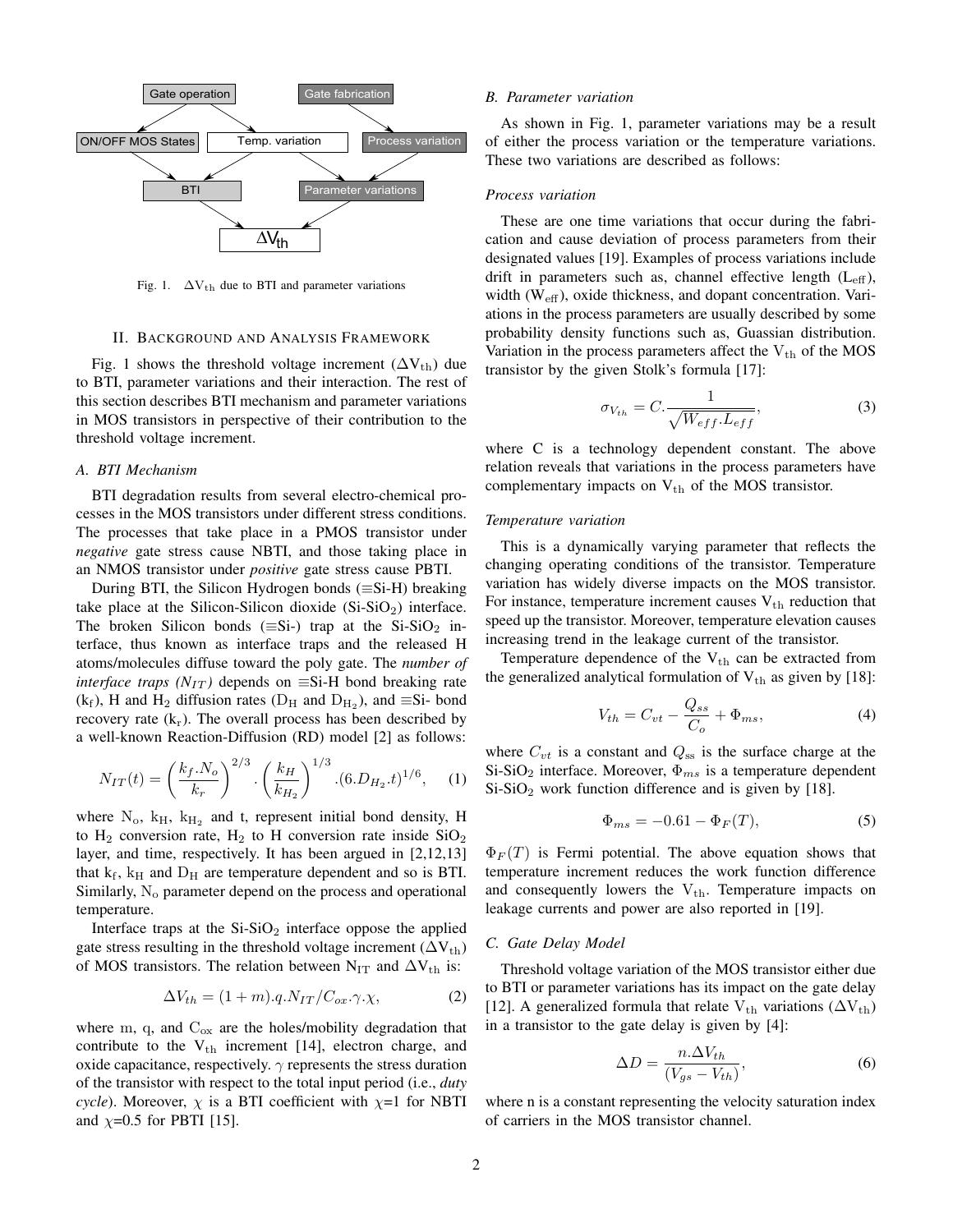Fig. 1. $\Delta V_{th}$ due to BTI and parameter variations

## II. Background and Analysis Framework

Fig. 1 shows the threshold voltage increment ($\Delta V_{th}$) due to BTI, parameter variations and their interaction. The rest of this section describes BTI mechanism and parameter variations in MOS transistors in perspective of their contribution to the threshold voltage increment.

### A. BTI Mechanism

BTI degradation results from several electro-chemical processes in the MOS transistors under different stress conditions. The processes that take place in a PMOS transistor under *negative* gate stress cause NBTI, and those taking place in an NMOS transistor under *positive* gate stress cause PBTI.

During BTI, the Silicon Hydrogen bonds (≡Si-H) breaking take place at the Silicon-Silicon dioxide (Si-$SiO_2$) interface. The broken Silicon bonds (≡Si-) trap at the Si-$SiO_2$ interface, thus known as interface traps and the released H atoms/molecules diffuse toward the poly gate. The *number of interface traps ($N_{IT}$)* depends on ≡Si-H bond breaking rate ($k_f$), H and $H_2$ diffusion rates ($D_H$ and $D_{H_2}$), and ≡Si- bond recovery rate ($k_r$). The overall process has been described by a well-known Reaction-Diffusion (RD) model [2] as follows:

$$N_{IT}(t) = \left(\frac{k_f.N_o}{k_r}\right)^{2/3} . \left(\frac{k_H}{k_{H_2}}\right)^{1/3} .(6.D_{H_2}.t)^{1/6}, \quad (1)$$

where $N_o$, $k_H$, $k_{H_2}$ and t, represent initial bond density, H to $H_2$ conversion rate, $H_2$ to H conversion rate inside $SiO_2$ layer, and time, respectively. It has been argued in [2,12,13] that $k_f$, $k_H$ and $D_H$ are temperature dependent and so is BTI. Similarly, $N_o$ parameter depend on the process and operational temperature.

Interface traps at the Si-$SiO_2$ interface oppose the applied gate stress resulting in the threshold voltage increment ($\Delta V_{th}$) of MOS transistors. The relation between $N_{IT}$ and $\Delta V_{th}$ is:

$$\Delta V_{th} = (1 + m).q.N_{IT}/C_{ox}.\gamma.\chi, \quad (2)$$

where m, q, and $C_{ox}$ are the holes/mobility degradation that contribute to the $V_{th}$ increment [14], electron charge, and oxide capacitance, respectively. $\gamma$ represents the stress duration of the transistor with respect to the total input period (i.e., *duty cycle*). Moreover, $\chi$ is a BTI coefficient with $\chi$=1 for NBTI and $\chi$=0.5 for PBTI [15].

### B. Parameter variation

As shown in Fig. 1, parameter variations may be a result of either the process variation or the temperature variations. These two variations are described as follows:

#### *Process variation*

These are one time variations that occur during the fabrication and cause deviation of process parameters from their designated values [19]. Examples of process variations include drift in parameters such as, channel effective length ($L_{eff}$), width ($W_{eff}$), oxide thickness, and dopant concentration. Variations in the process parameters are usually described by some probability density functions such as, Guassian distribution. Variation in the process parameters affect the $V_{th}$ of the MOS transistor by the given Stolk's formula [17]:

$$\sigma_{V_{th}} = C.\frac{1}{\sqrt{W_{eff}.L_{eff}}}, \quad (3)$$

where C is a technology dependent constant. The above relation reveals that variations in the process parameters have complementary impacts on $V_{th}$ of the MOS transistor.

#### *Temperature variation*

This is a dynamically varying parameter that reflects the changing operating conditions of the transistor. Temperature variation has widely diverse impacts on the MOS transistor. For instance, temperature increment causes $V_{th}$ reduction that speed up the transistor. Moreover, temperature elevation causes increasing trend in the leakage current of the transistor.

Temperature dependence of the $V_{th}$ can be extracted from the generalized analytical formulation of $V_{th}$ as given by [18]:

$$V_{th} = C_{vt} - \frac{Q_{ss}}{C_o} + \Phi_{ms}, \quad (4)$$

where $C_{vt}$ is a constant and $Q_{ss}$ is the surface charge at the Si-$SiO_2$ interface. Moreover, $\Phi_{ms}$ is a temperature dependent Si-$SiO_2$ work function difference and is given by [18].

$$\Phi_{ms} = -0.61 - \Phi_F(T), \quad (5)$$

$\Phi_F(T)$ is Fermi potential. The above equation shows that temperature increment reduces the work function difference and consequently lowers the $V_{th}$. Temperature impacts on leakage currents and power are also reported in [19].

### C. Gate Delay Model

Threshold voltage variation of the MOS transistor either due to BTI or parameter variations has its impact on the gate delay [12]. A generalized formula that relate $V_{th}$ variations ($\Delta V_{th}$) in a transistor to the gate delay is given by [4]:

$$\Delta D = \frac{n.\Delta V_{th}}{(V_{gs} - V_{th})}, \quad (6)$$

where n is a constant representing the velocity saturation index of carriers in the MOS transistor channel.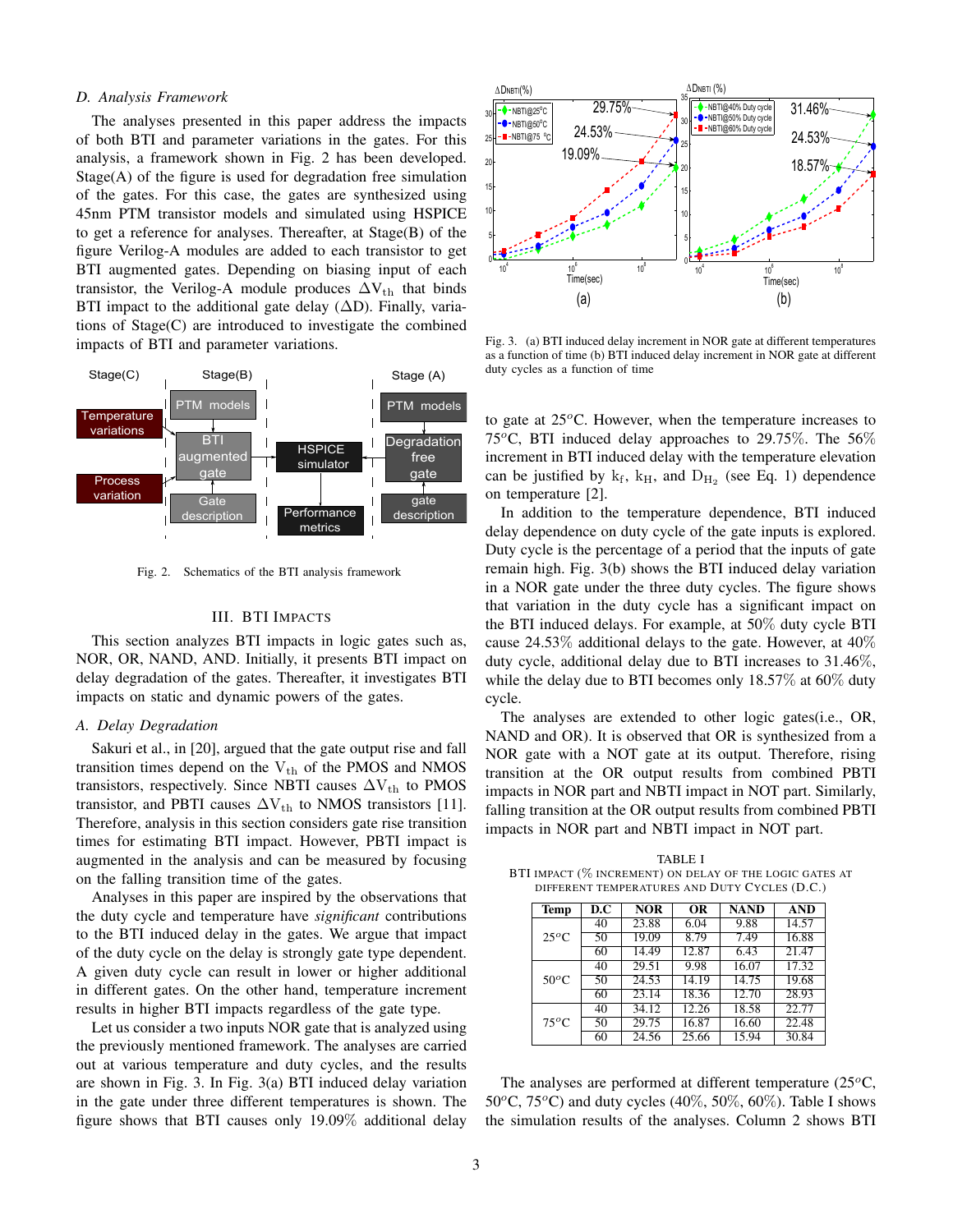### D. Analysis Framework

The analyses presented in this paper address the impacts of both BTI and parameter variations in the gates. For this analysis, a framework shown in Fig. 2 has been developed. Stage(A) of the figure is used for degradation free simulation of the gates. For this case, the gates are synthesized using 45nm PTM transistor models and simulated using HSPICE to get a reference for analyses. Thereafter, at Stage(B) of the figure Verilog-A modules are added to each transistor to get BTI augmented gates. Depending on biasing input of each transistor, the Verilog-A module produces $\Delta V_{th}$ that binds BTI impact to the additional gate delay ($\Delta$D). Finally, variations of Stage(C) are introduced to investigate the combined impacts of BTI and parameter variations.

Fig. 2. Schematics of the BTI analysis framework

## III. BTI Impacts

This section analyzes BTI impacts in logic gates such as, NOR, OR, NAND, AND. Initially, it presents BTI impact on delay degradation of the gates. Thereafter, it investigates BTI impacts on static and dynamic powers of the gates.

### A. Delay Degradation

Sakuri et al., in [20], argued that the gate output rise and fall transition times depend on the $V_{th}$ of the PMOS and NMOS transistors, respectively. Since NBTI causes $\Delta V_{th}$ to PMOS transistor, and PBTI causes $\Delta V_{th}$ to NMOS transistors [11]. Therefore, analysis in this section considers gate rise transition times for estimating BTI impact. However, PBTI impact is augmented in the analysis and can be measured by focusing on the falling transition time of the gates.

Analyses in this paper are inspired by the observations that the duty cycle and temperature have *significant* contributions to the BTI induced delay in the gates. We argue that impact of the duty cycle on the delay is strongly gate type dependent. A given duty cycle can result in lower or higher additional in different gates. On the other hand, temperature increment results in higher BTI impacts regardless of the gate type.

Let us consider a two inputs NOR gate that is analyzed using the previously mentioned framework. The analyses are carried out at various temperature and duty cycles, and the results are shown in Fig. 3. In Fig. 3(a) BTI induced delay variation in the gate under three different temperatures is shown. The figure shows that BTI causes only 19.09% additional delay to gate at 25$^o$C. However, when the temperature increases to 75$^o$C, BTI induced delay approaches to 29.75%. The 56% increment in BTI induced delay with the temperature elevation can be justified by $k_f$, $k_H$, and $D_{H_2}$ (see Eq. 1) dependence on temperature [2].

Fig. 3. (a) BTI induced delay increment in NOR gate at different temperatures as a function of time (b) BTI induced delay increment in NOR gate at different duty cycles as a function of time

In addition to the temperature dependence, BTI induced delay dependence on duty cycle of the gate inputs is explored. Duty cycle is the percentage of a period that the inputs of gate remain high. Fig. 3(b) shows the BTI induced delay variation in a NOR gate under the three duty cycles. The figure shows that variation in the duty cycle has a significant impact on the BTI induced delays. For example, at 50% duty cycle BTI cause 24.53% additional delays to the gate. However, at 40% duty cycle, additional delay due to BTI increases to 31.46%, while the delay due to BTI becomes only 18.57% at 60% duty cycle.

The analyses are extended to other logic gates(i.e., OR, NAND and OR). It is observed that OR is synthesized from a NOR gate with a NOT gate at its output. Therefore, rising transition at the OR output results from combined PBTI impacts in NOR part and NBTI impact in NOT part. Similarly, falling transition at the OR output results from combined PBTI impacts in NOR part and NBTI impact in NOT part.

TABLE I
BTI impact (% increment) on delay of the logic gates at different temperatures and duty cycles (D.C.)

| Temp | D.C | NOR | OR | NAND | AND |
|---|---|---|---|---|---|
| 25$^o$C | 40 | 23.88 | 6.04 | 9.88 | 14.57 |
| | 50 | 19.09 | 8.79 | 7.49 | 16.88 |
| | 60 | 14.49 | 12.87 | 6.43 | 21.47 |
| 50$^o$C | 40 | 29.51 | 9.98 | 16.07 | 17.32 |
| | 50 | 24.53 | 14.19 | 14.75 | 19.68 |
| | 60 | 23.14 | 18.36 | 12.70 | 28.93 |
| 75$^o$C | 40 | 34.12 | 12.26 | 18.58 | 22.77 |
| | 50 | 29.75 | 16.87 | 16.60 | 22.48 |
| | 60 | 24.56 | 25.66 | 15.94 | 30.84 |

The analyses are performed at different temperature (25$^o$C, 50$^o$C, 75$^o$C) and duty cycles (40%, 50%, 60%). Table I shows the simulation results of the analyses. Column 2 shows BTI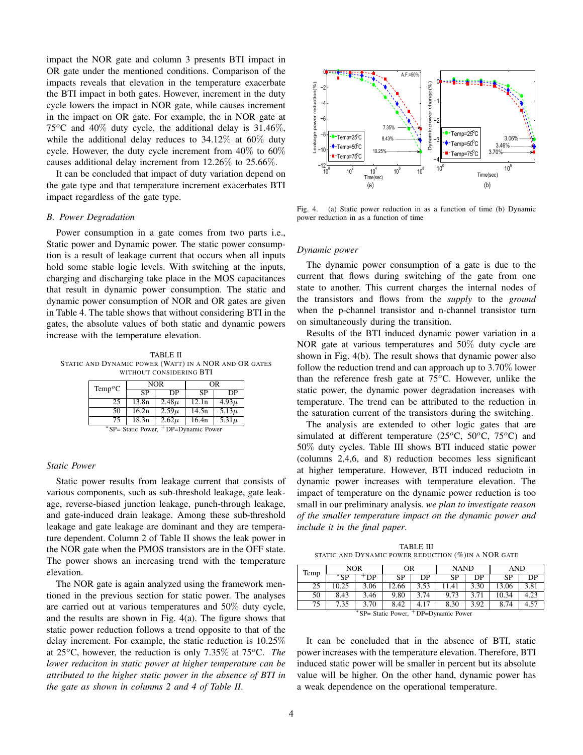impact the NOR gate and column 3 presents BTI impact in OR gate under the mentioned conditions. Comparison of the impacts reveals that elevation in the temperature exacerbate the BTI impact in both gates. However, increment in the duty cycle lowers the impact in NOR gate, while causes increment in the impact on OR gate. For example, the in NOR gate at $75^oC$ and 40% duty cycle, the additional delay is 31.46%, while the additional delay reduces to 34.12% at 60% duty cycle. However, the duty cycle increment from 40% to 60% causes additional delay increment from 12.26% to 25.66%.

It can be concluded that impact of duty variation depend on the gate type and that temperature increment exacerbates BTI impact regardless of the gate type.

### B. Power Degradation

Power consumption in a gate comes from two parts i.e., Static power and Dynamic power. The static power consumption is a result of leakage current that occurs when all inputs hold some stable logic levels. With switching at the inputs, charging and discharging take place in the MOS capacitances that result in dynamic power consumption. The static and dynamic power consumption of NOR and OR gates are given in Table 4. The table shows that without considering BTI in the gates, the absolute values of both static and dynamic powers increase with the temperature elevation.

TABLE II
STATIC AND DYNAMIC POWER (WATT) IN A NOR AND OR GATES WITHOUT CONSIDERING BTI

| Temp$^oC$ | NOR | | OR | |
|---|---|---|---|---|
| | SP | DP | SP | DP |
| 25 | 13.8n | 2.48$\mu$ | 12.1n | 4.93$\mu$ |
| 50 | 16.2n | 2.59$\mu$ | 14.5n | 5.13$\mu$ |
| 75 | 18.3n | 2.62$\mu$ | 16.4n | 5.31$\mu$ |

*SP= Static Power, +DP=Dynamic Power

#### Static Power

Static power results from leakage current that consists of various components, such as sub-threshold leakage, gate leakage, reverse-biased junction leakage, punch-through leakage, and gate-induced drain leakage. Among these sub-threshold leakage and gate leakage are dominant and they are temperature dependent. Column 2 of Table II shows the leak power in the NOR gate when the PMOS transistors are in the OFF state. The power shows an increasing trend with the temperature elevation.

The NOR gate is again analyzed using the framework mentioned in the previous section for static power. The analyses are carried out at various temperatures and 50% duty cycle, and the results are shown in Fig. 4(a). The figure shows that static power reduction follows a trend opposite to that of the delay increment. For example, the static reduction is 10.25% at $25^oC$, however, the reduction is only 7.35% at $75^oC$. *The lower reduciton in static power at higher temperature can be attributed to the higher static power in the absence of BTI in the gate as shown in colunms 2 and 4 of Table II.*

Fig. 4. (a) Static power reduction in as a function of time (b) Dynamic power reduction in as a function of time

#### Dynamic power

The dynamic power consumption of a gate is due to the current that flows during switching of the gate from one state to another. This current charges the internal nodes of the transistors and flows from the *supply* to the *ground* when the p-channel transistor and n-channel transistor turn on simultaneously during the transition.

Results of the BTI induced dynamic power variation in a NOR gate at various temperatures and 50% duty cycle are shown in Fig. 4(b). The result shows that dynamic power also follow the reduction trend and can approach up to 3.70% lower than the reference fresh gate at $75^oC$. However, unlike the static power, the dynamic power degradation increases with temperature. The trend can be attributed to the reduction in the saturation current of the transistors during the switching.

The analysis are extended to other logic gates that are simulated at different temperature ($25^oC$, $50^oC$, $75^oC$) and 50% duty cycles. Table III shows BTI induced static power (columns 2,4,6, and 8) reduction becomes less significant at higher temperature. However, BTI induced reduciotn in dynamic power increases with temperature elevation. The impact of temperature on the dynamic power reduction is too small in our preliminary analysis. *we plan to investigate reason of the smaller temperature impact on the dynamic power and include it in the final paper*.

TABLE III
STATIC AND DYNAMIC POWER REDUCTION (%)IN A NOR GATE

| Temp | NOR | | OR | | NAND | | AND | |
|---|---|---|---|---|---|---|---|---|
| | *SP | +DP | SP | DP | SP | DP | SP | DP |
| 25 | 10.25 | 3.06 | 12.66 | 3.53 | 11.41 | 3.30 | 13.06 | 3.81 |
| 50 | 8.43 | 3.46 | 9.80 | 3.74 | 9.73 | 3.71 | 10.34 | 4.23 |
| 75 | 7.35 | 3.70 | 8.42 | 4.17 | 8.30 | 3.92 | 8.74 | 4.57 |

*SP= Static Power, +DP=Dynamic Power

It can be concluded that in the absence of BTI, static power increases with the temperature elevation. Therefore, BTI induced static power will be smaller in percent but its absolute value will be higher. On the other hand, dynamic power has a weak dependence on the operational temperature.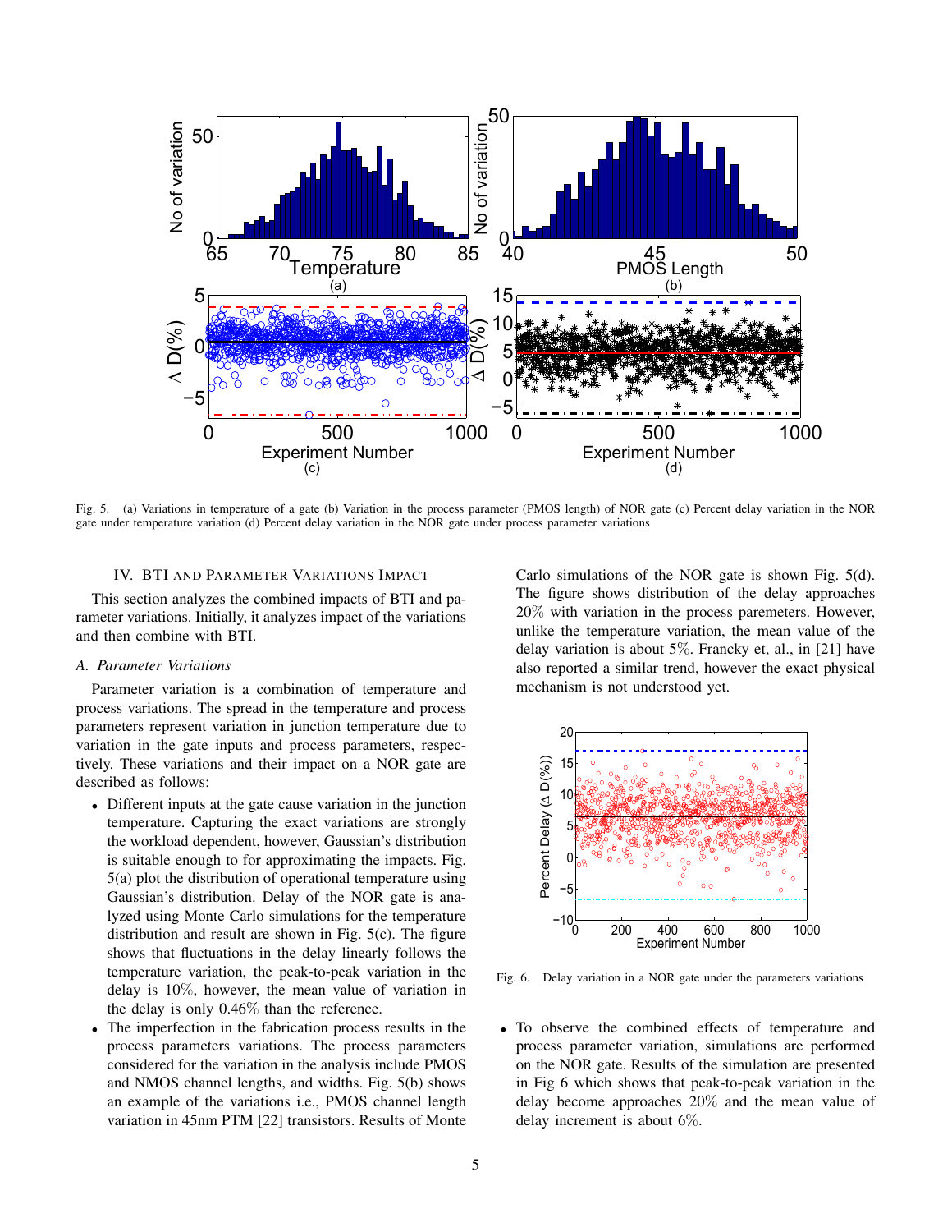Fig. 5. (a) Variations in temperature of a gate (b) Variation in the process parameter (PMOS length) of NOR gate (c) Percent delay variation in the NOR gate under temperature variation (d) Percent delay variation in the NOR gate under process parameter variations

## IV. BTI and Parameter Variations Impact

This section analyzes the combined impacts of BTI and parameter variations. Initially, it analyzes impact of the variations and then combine with BTI.

### A. Parameter Variations

Parameter variation is a combination of temperature and process variations. The spread in the temperature and process parameters represent variation in junction temperature due to variation in the gate inputs and process parameters, respectively. These variations and their impact on a NOR gate are described as follows:

- Different inputs at the gate cause variation in the junction temperature. Capturing the exact variations are strongly the workload dependent, however, Gaussian's distribution is suitable enough to for approximating the impacts. Fig. 5(a) plot the distribution of operational temperature using Gaussian's distribution. Delay of the NOR gate is analyzed using Monte Carlo simulations for the temperature distribution and result are shown in Fig. 5(c). The figure shows that fluctuations in the delay linearly follows the temperature variation, the peak-to-peak variation in the delay is $10\%$, however, the mean value of variation in the delay is only $0.46\%$ than the reference.
- The imperfection in the fabrication process results in the process parameters variations. The process parameters considered for the variation in the analysis include PMOS and NMOS channel lengths, and widths. Fig. 5(b) shows an example of the variations i.e., PMOS channel length variation in 45nm PTM [22] transistors. Results of Monte Carlo simulations of the NOR gate is shown Fig. 5(d). The figure shows distribution of the delay approaches $20\%$ with variation in the process paremeters. However, unlike the temperature variation, the mean value of the delay variation is about $5\%$. Francky et, al., in [21] have also reported a similar trend, however the exact physical mechanism is not understood yet.

Fig. 6. Delay variation in a NOR gate under the parameters variations

- To observe the combined effects of temperature and process parameter variation, simulations are performed on the NOR gate. Results of the simulation are presented in the Fig 6 which shows that peak-to-peak variation in the delay become approaches $20\%$ and the mean value of delay increment is about $6\%$.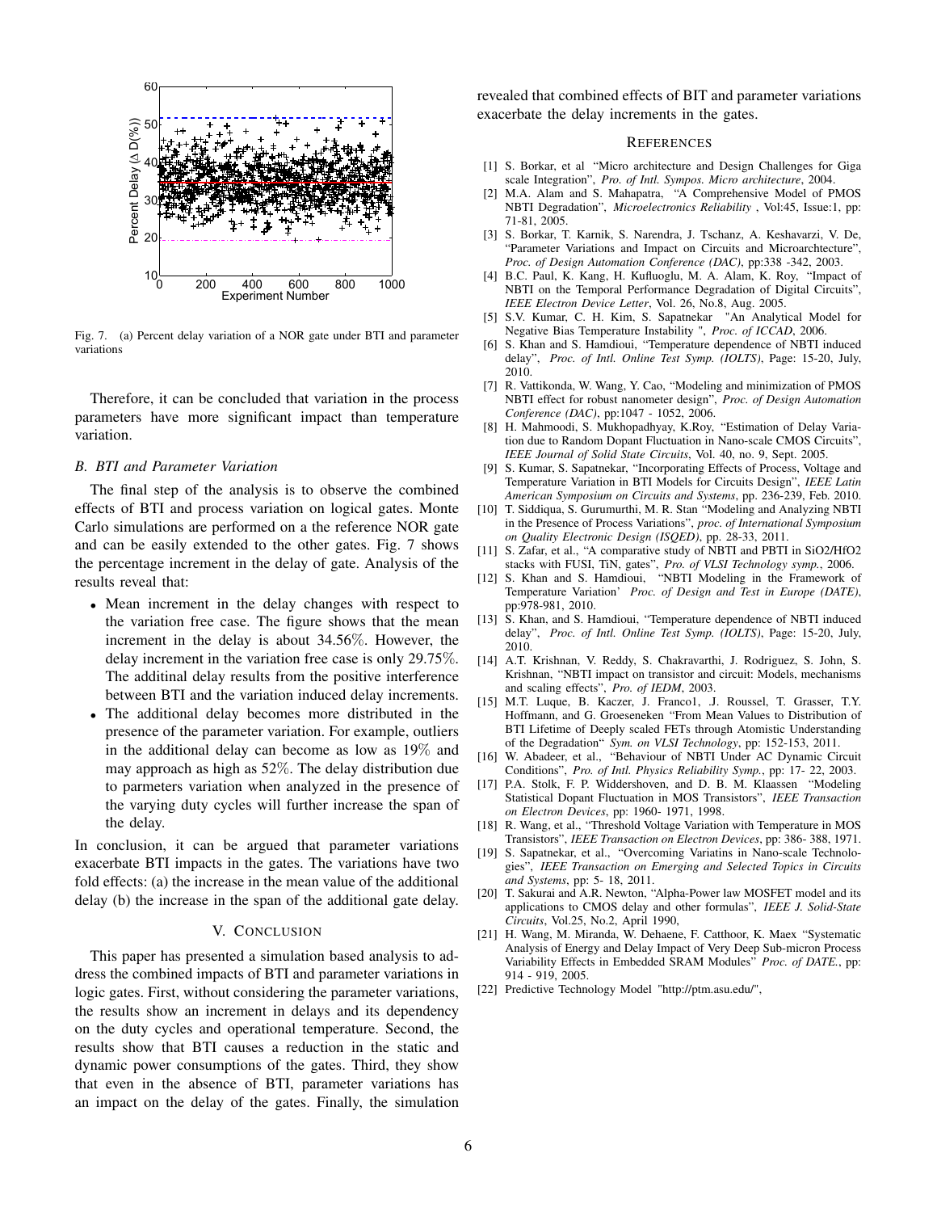60

50

40

30

20

10

0 200 400 600 800 1000

Percent Delay (Δ D(%))

Experiment Number

Fig. 7. (a) Percent delay variation of a NOR gate under BTI and parameter variations

Therefore, it can be concluded that variation in the process parameters have more significant impact than temperature variation.

### *B. BTI and Parameter Variation*

The final step of the analysis is to observe the combined effects of BTI and process variation on logical gates. Monte Carlo simulations are performed on a the reference NOR gate and can be easily extended to the other gates. Fig. 7 shows the percentage increment in the delay of gate. Analysis of the results reveal that:

- Mean increment in the delay changes with respect to the variation free case. The figure shows that the mean increment in the delay is about 34.56%. However, the delay increment in the variation free case is only 29.75%. The additinal delay results from the positive interference between BTI and the variation induced delay increments.
- The additional delay becomes more distributed in the presence of the parameter variation. For example, outliers in the additional delay can become as low as 19% and may approach as high as 52%. The delay distribution due to parmeters variation when analyzed in the presence of the varying duty cycles will further increase the span of the delay.

In conclusion, it can be argued that parameter variations exacerbate BTI impacts in the gates. The variations have two fold effects: (a) the increase in the mean value of the additional delay (b) the increase in the span of the additional gate delay.

## V. Conclusion

This paper has presented a simulation based analysis to address the combined impacts of BTI and parameter variations in logic gates. First, without considering the parameter variations, the results show an increment in delays and its dependency on the duty cycles and operational temperature. Second, the results show that BTI causes a reduction in the static and dynamic power consumptions of the gates. Third, they show that even in the absence of BTI, parameter variations has an impact on the delay of the gates. Finally, the simulation revealed that combined effects of BIT and parameter variations exacerbate the delay increments in the gates.

## References

[1] S. Borkar, et al "Micro architecture and Design Challenges for Giga scale Integration", *Pro. of Intl. Sympos. Micro architecture*, 2004.

[2] M.A. Alam and S. Mahapatra, "A Comprehensive Model of PMOS NBTI Degradation", *Microelectronics Reliability* , Vol:45, Issue:1, pp: 71-81, 2005.

[3] S. Borkar, T. Karnik, S. Narendra, J. Tschanz, A. Keshavarzi, V. De, "Parameter Variations and Impact on Circuits and Microarchtecture", *Proc. of Design Automation Conference (DAC)*, pp:338 -342, 2003.

[4] B.C. Paul, K. Kang, H. Kufluoglu, M. A. Alam, K. Roy, "Impact of NBTI on the Temporal Performance Degradation of Digital Circuits", *IEEE Electron Device Letter*, Vol. 26, No.8, Aug. 2005.

[5] S.V. Kumar, C. H. Kim, S. Sapatnekar "An Analytical Model for Negative Bias Temperature Instability ", *Proc. of ICCAD*, 2006.

[6] S. Khan and S. Hamdioui, "Temperature dependence of NBTI induced delay", *Proc. of Intl. Online Test Symp. (IOLTS)*, Page: 15-20, July, 2010.

[7] R. Vattikonda, W. Wang, Y. Cao, "Modeling and minimization of PMOS NBTI effect for robust nanometer design", *Proc. of Design Automation Conference (DAC)*, pp:1047 - 1052, 2006.

[8] H. Mahmoodi, S. Mukhopadhyay, K.Roy, "Estimation of Delay Variation due to Random Dopant Fluctuation in Nano-scale CMOS Circuits", *IEEE Journal of Solid State Circuits*, Vol. 40, no. 9, Sept. 2005.

[9] S. Kumar, S. Sapatnekar, "Incorporating Effects of Process, Voltage and Temperature Variation in BTI Models for Circuits Design", *IEEE Latin American Symposium on Circuits and Systems*, pp. 236-239, Feb. 2010.

[10] T. Siddiqua, S. Gurumurthi, M. R. Stan "Modeling and Analyzing NBTI in the Presence of Process Variations", *proc. of International Symposium on Quality Electronic Design (ISQED)*, pp. 28-33, 2011.

[11] S. Zafar, et al., "A comparative study of NBTI and PBTI in SiO2/HfO2 stacks with FUSI, TiN, gates", *Pro. of VLSI Technology symp.*, 2006.

[12] S. Khan and S. Hamdioui, "NBTI Modeling in the Framework of Temperature Variation' *Proc. of Design and Test in Europe (DATE)*, pp:978-981, 2010.

[13] S. Khan, and S. Hamdioui, "Temperature dependence of NBTI induced delay", *Proc. of Intl. Online Test Symp. (IOLTS)*, Page: 15-20, July, 2010.

[14] A.T. Krishnan, V. Reddy, S. Chakravarthi, J. Rodriguez, S. John, S. Krishnan, "NBTI impact on transistor and circuit: Models, mechanisms and scaling effects", *Pro. of IEDM*, 2003.

[15] M.T. Luque, B. Kaczer, J. Franco1, .J. Roussel, T. Grasser, T.Y. Hoffmann, and G. Groeseneken "From Mean Values to Distribution of BTI Lifetime of Deeply scaled FETs through Atomistic Understanding of the Degradation" *Sym. on VLSI Technology*, pp: 152-153, 2011.

[16] W. Abadeer, et al., "Behaviour of NBTI Under AC Dynamic Circuit Conditions", *Pro. of Intl. Physics Reliability Symp.*, pp: 17- 22, 2003.

[17] P.A. Stolk, F. P. Widdershoven, and D. B. M. Klaassen "Modeling Statistical Dopant Fluctuation in MOS Transistors", *IEEE Transaction on Electron Devices*, pp: 1960- 1971, 1998.

[18] R. Wang, et al., "Threshold Voltage Variation with Temperature in MOS Transistors", *IEEE Transaction on Electron Devices*, pp: 386- 388, 1971.

[19] S. Sapatnekar, et al., "Overcoming Variatins in Nano-scale Technologies", *IEEE Transaction on Emerging and Selected Topics in Circuits and Systems*, pp: 5- 18, 2011.

[20] T. Sakurai and A.R. Newton, "Alpha-Power law MOSFET model and its applications to CMOS delay and other formulas", *IEEE J. Solid-State Circuits*, Vol.25, No.2, April 1990,

[21] H. Wang, M. Miranda, W. Dehaene, F. Catthoor, K. Maex "Systematic Analysis of Energy and Delay Impact of Very Deep Sub-micron Process Variability Effects in Embedded SRAM Modules" *Proc. of DATE.*, pp: 914 - 919, 2005.

[22] Predictive Technology Model "http://ptm.asu.edu/",